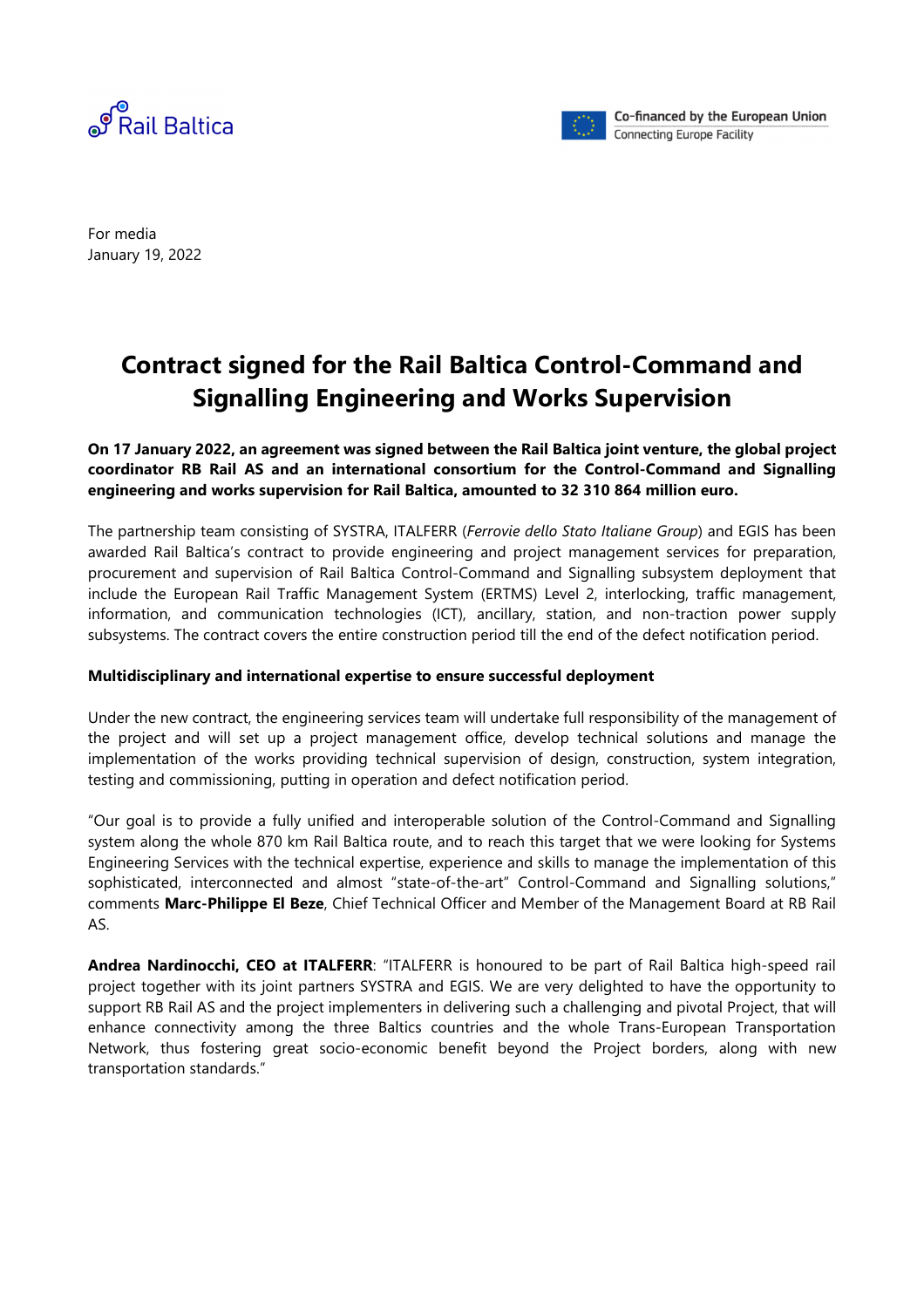Rail Baltica

Co-financed by the European Union
Connecting Europe Facility

For media
January 19, 2022

# Contract signed for the Rail Baltica Control-Command and Signalling Engineering and Works Supervision

**On 17 January 2022, an agreement was signed between the Rail Baltica joint venture, the global project coordinator RB Rail AS and an international consortium for the Control-Command and Signalling engineering and works supervision for Rail Baltica, amounted to 32 310 864 million euro.**

The partnership team consisting of SYSTRA, ITALFERR (*Ferrovie dello Stato Italiane Group*) and EGIS has been awarded Rail Baltica's contract to provide engineering and project management services for preparation, procurement and supervision of Rail Baltica Control-Command and Signalling subsystem deployment that include the European Rail Traffic Management System (ERTMS) Level 2, interlocking, traffic management, information, and communication technologies (ICT), ancillary, station, and non-traction power supply subsystems. The contract covers the entire construction period till the end of the defect notification period.

### Multidisciplinary and international expertise to ensure successful deployment

Under the new contract, the engineering services team will undertake full responsibility of the management of the project and will set up a project management office, develop technical solutions and manage the implementation of the works providing technical supervision of design, construction, system integration, testing and commissioning, putting in operation and defect notification period.

"Our goal is to provide a fully unified and interoperable solution of the Control-Command and Signalling system along the whole 870 km Rail Baltica route, and to reach this target that we were looking for Systems Engineering Services with the technical expertise, experience and skills to manage the implementation of this sophisticated, interconnected and almost "state-of-the-art" Control-Command and Signalling solutions," comments **Marc-Philippe El Beze**, Chief Technical Officer and Member of the Management Board at RB Rail AS.

**Andrea Nardinocchi, CEO at ITALFERR**: "ITALFERR is honoured to be part of Rail Baltica high-speed rail project together with its joint partners SYSTRA and EGIS. We are very delighted to have the opportunity to support RB Rail AS and the project implementers in delivering such a challenging and pivotal Project, that will enhance connectivity among the three Baltics countries and the whole Trans-European Transportation Network, thus fostering great socio-economic benefit beyond the Project borders, along with new transportation standards."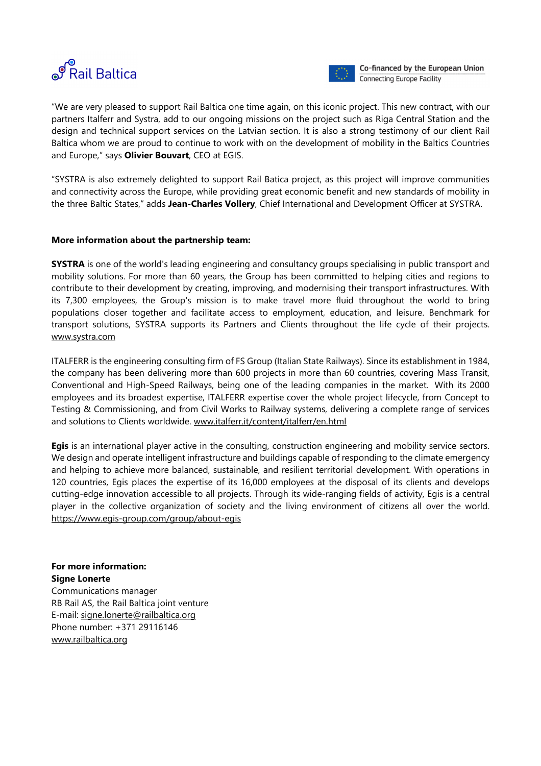"We are very pleased to support Rail Baltica one time again, on this iconic project. This new contract, with our partners Italferr and Systra, add to our ongoing missions on the project such as Riga Central Station and the design and technical support services on the Latvian section. It is also a strong testimony of our client Rail Baltica whom we are proud to continue to work with on the development of mobility in the Baltics Countries and Europe," says **Olivier Bouvart**, CEO at EGIS.

"SYSTRA is also extremely delighted to support Rail Batica project, as this project will improve communities and connectivity across the Europe, while providing great economic benefit and new standards of mobility in the three Baltic States," adds **Jean-Charles Vollery**, Chief International and Development Officer at SYSTRA.

**More information about the partnership team:**

**SYSTRA** is one of the world's leading engineering and consultancy groups specialising in public transport and mobility solutions. For more than 60 years, the Group has been committed to helping cities and regions to contribute to their development by creating, improving, and modernising their transport infrastructures. With its 7,300 employees, the Group's mission is to make travel more fluid throughout the world to bring populations closer together and facilitate access to employment, education, and leisure. Benchmark for transport solutions, SYSTRA supports its Partners and Clients throughout the life cycle of their projects. www.systra.com

ITALFERR is the engineering consulting firm of FS Group (Italian State Railways). Since its establishment in 1984, the company has been delivering more than 600 projects in more than 60 countries, covering Mass Transit, Conventional and High-Speed Railways, being one of the leading companies in the market. With its 2000 employees and its broadest expertise, ITALFERR expertise cover the whole project lifecycle, from Concept to Testing & Commissioning, and from Civil Works to Railway systems, delivering a complete range of services and solutions to Clients worldwide. www.italferr.it/content/italferr/en.html

**Egis** is an international player active in the consulting, construction engineering and mobility service sectors. We design and operate intelligent infrastructure and buildings capable of responding to the climate emergency and helping to achieve more balanced, sustainable, and resilient territorial development. With operations in 120 countries, Egis places the expertise of its 16,000 employees at the disposal of its clients and develops cutting-edge innovation accessible to all projects. Through its wide-ranging fields of activity, Egis is a central player in the collective organization of society and the living environment of citizens all over the world. https://www.egis-group.com/group/about-egis

**For more information:**
**Signe Lonerte**
Communications manager
RB Rail AS, the Rail Baltica joint venture
E-mail: signe.lonerte@railbaltica.org
Phone number: +371 29116146
www.railbaltica.org